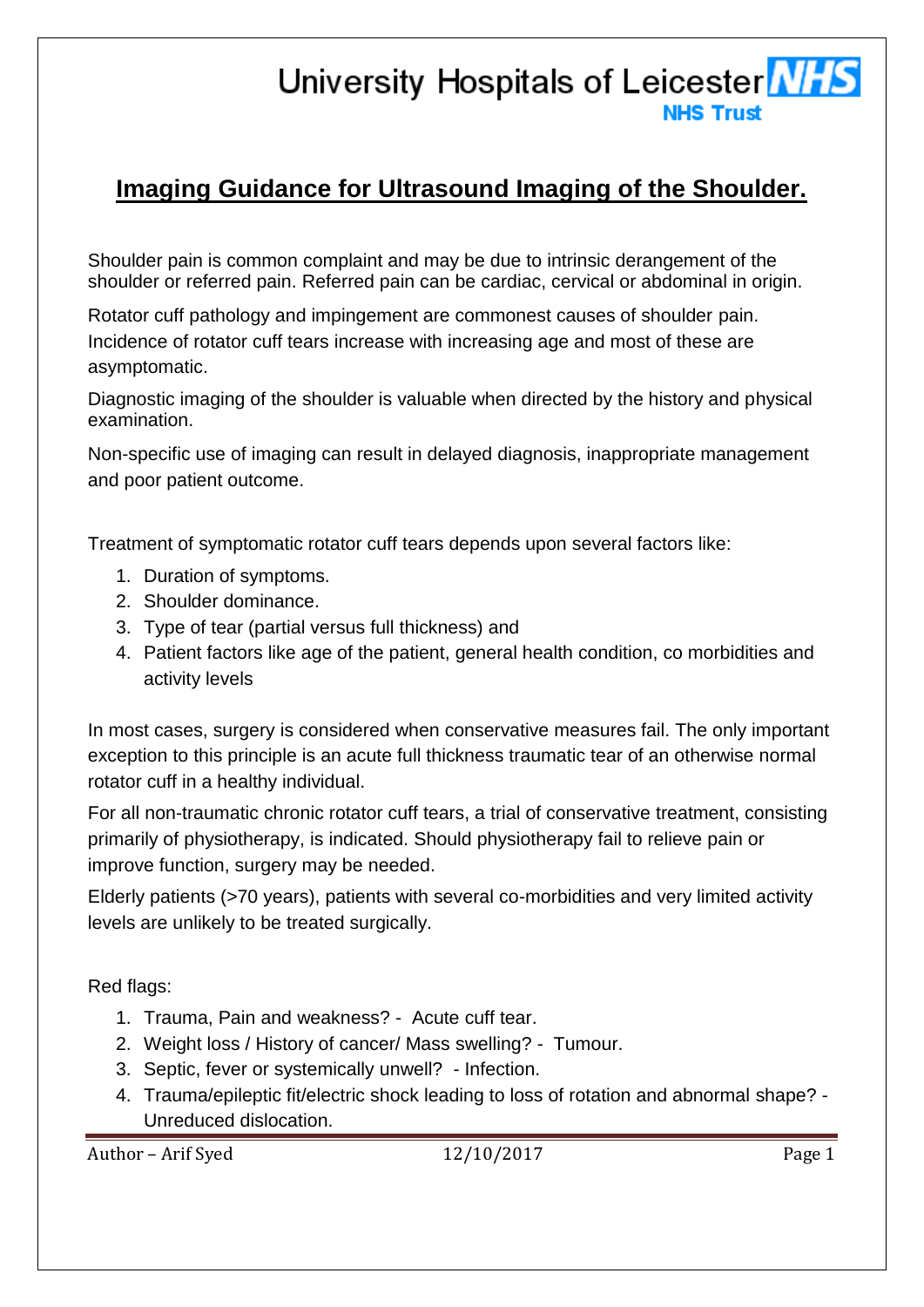University Hospitals of Leicester NHS Trust

# Imaging Guidance for Ultrasound Imaging of the Shoulder.

Shoulder pain is common complaint and may be due to intrinsic derangement of the shoulder or referred pain. Referred pain can be cardiac, cervical or abdominal in origin.

Rotator cuff pathology and impingement are commonest causes of shoulder pain. Incidence of rotator cuff tears increase with increasing age and most of these are asymptomatic.

Diagnostic imaging of the shoulder is valuable when directed by the history and physical examination.

Non-specific use of imaging can result in delayed diagnosis, inappropriate management and poor patient outcome.

Treatment of symptomatic rotator cuff tears depends upon several factors like:

1. Duration of symptoms.
2. Shoulder dominance.
3. Type of tear (partial versus full thickness) and
4. Patient factors like age of the patient, general health condition, co morbidities and activity levels

In most cases, surgery is considered when conservative measures fail. The only important exception to this principle is an acute full thickness traumatic tear of an otherwise normal rotator cuff in a healthy individual.

For all non-traumatic chronic rotator cuff tears, a trial of conservative treatment, consisting primarily of physiotherapy, is indicated. Should physiotherapy fail to relieve pain or improve function, surgery may be needed.

Elderly patients (>70 years), patients with several co-morbidities and very limited activity levels are unlikely to be treated surgically.

Red flags:

1. Trauma, Pain and weakness? - Acute cuff tear.
2. Weight loss / History of cancer/ Mass swelling? - Tumour.
3. Septic, fever or systemically unwell? - Infection.
4. Trauma/epileptic fit/electric shock leading to loss of rotation and abnormal shape? - Unreduced dislocation.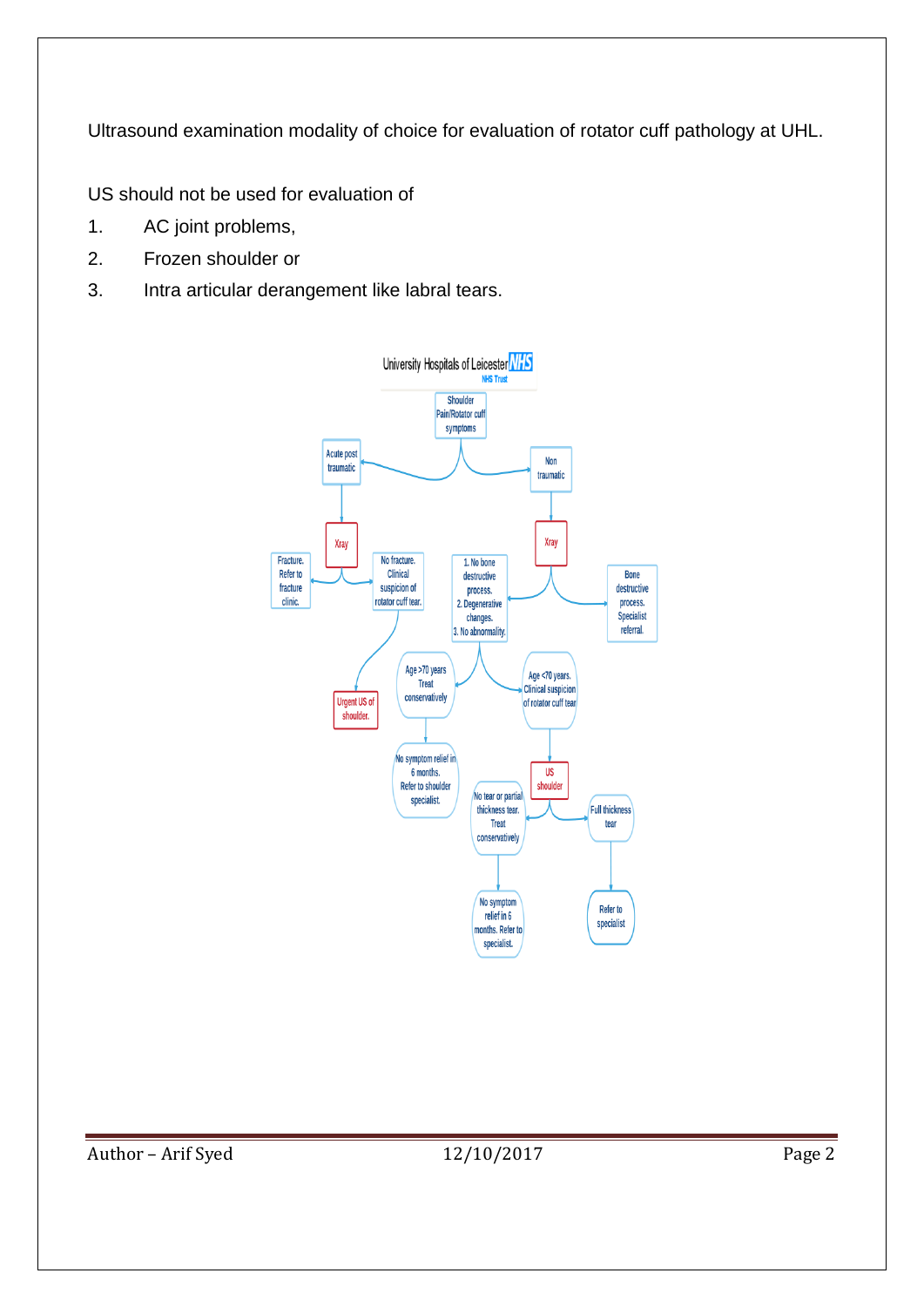Ultrasound examination modality of choice for evaluation of rotator cuff pathology at UHL.

US should not be used for evaluation of

1. AC joint problems,
2. Frozen shoulder or
3. Intra articular derangement like labral tears.

University Hospitals of Leicester NHS
NHS Trust

Shoulder Pain/Rotator cuff symptoms

Acute post traumatic

Non traumatic

Xray

Xray

Fracture. Refer to fracture clinic.

No fracture. Clinical suspicion of rotator cuff tear.

1. No bone destructive process. 2. Degenerative changes. 3. No abnormality.

Bone destructive process. Specialist referral.

Urgent US of shoulder.

Age >70 years Treat conservatively

Age <70 years. Clinical suspicion of rotator cuff tear

No symptom relief in 6 months. Refer to shoulder specialist.

US shoulder

No tear or partial thickness tear. Treat conservatively

Full thickness tear

No symptom relief in 6 months. Refer to specialist.

Refer to specialist